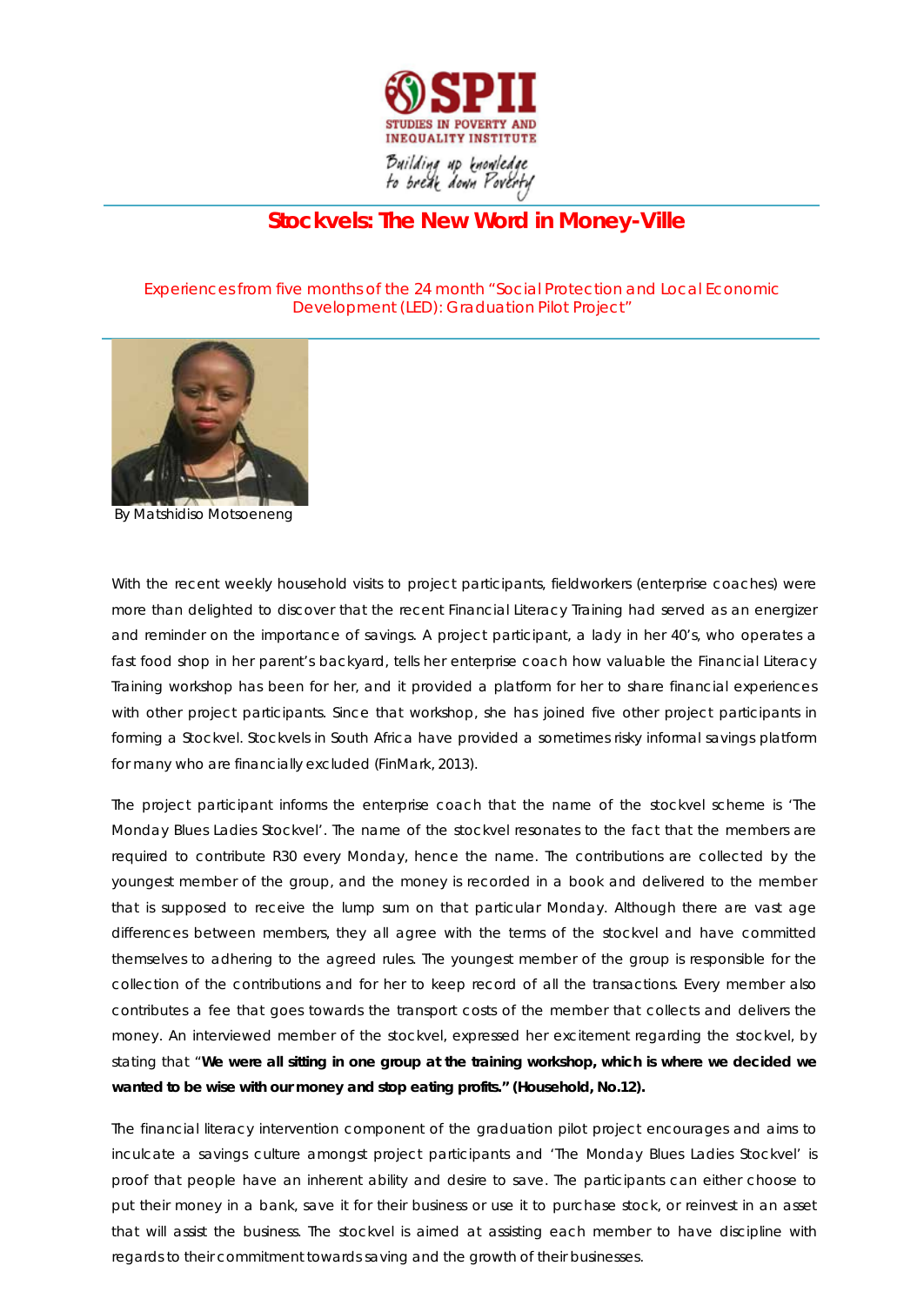SPII

STUDIES IN POVERTY AND INEQUALITY INSTITUTE

Building up knowledge to break down Poverty

# Stockvels: The New Word in Money-Ville

Experiences from five months of the 24 month "Social Protection and Local Economic Development (LED): Graduation Pilot Project"

By Matshidiso Motsoeneng

With the recent weekly household visits to project participants, fieldworkers (enterprise coaches) were more than delighted to discover that the recent Financial Literacy Training had served as an energizer and reminder on the importance of savings. A project participant, a lady in her 40's, who operates a fast food shop in her parent's backyard, tells her enterprise coach how valuable the Financial Literacy Training workshop has been for her, and it provided a platform for her to share financial experiences with other project participants. Since that workshop, she has joined five other project participants in forming a Stockvel. Stockvels in South Africa have provided a sometimes risky informal savings platform for many who are financially excluded (FinMark, 2013).

The project participant informs the enterprise coach that the name of the stockvel scheme is 'The Monday Blues Ladies Stockvel'. The name of the stockvel resonates to the fact that the members are required to contribute R30 every Monday, hence the name. The contributions are collected by the youngest member of the group, and the money is recorded in a book and delivered to the member that is supposed to receive the lump sum on that particular Monday. Although there are vast age differences between members, they all agree with the terms of the stockvel and have committed themselves to adhering to the agreed rules. The youngest member of the group is responsible for the collection of the contributions and for her to keep record of all the transactions. Every member also contributes a fee that goes towards the transport costs of the member that collects and delivers the money. An interviewed member of the stockvel, expressed her excitement regarding the stockvel, by stating that "**We were all sitting in one group at the training workshop, which is where we decided we wanted to be wise with our money and stop eating profits." (Household, No.12).**

The financial literacy intervention component of the graduation pilot project encourages and aims to inculcate a savings culture amongst project participants and 'The Monday Blues Ladies Stockvel' is proof that people have an inherent ability and desire to save. The participants can either choose to put their money in a bank, save it for their business or use it to purchase stock, or reinvest in an asset that will assist the business. The stockvel is aimed at assisting each member to have discipline with regards to their commitment towards saving and the growth of their businesses.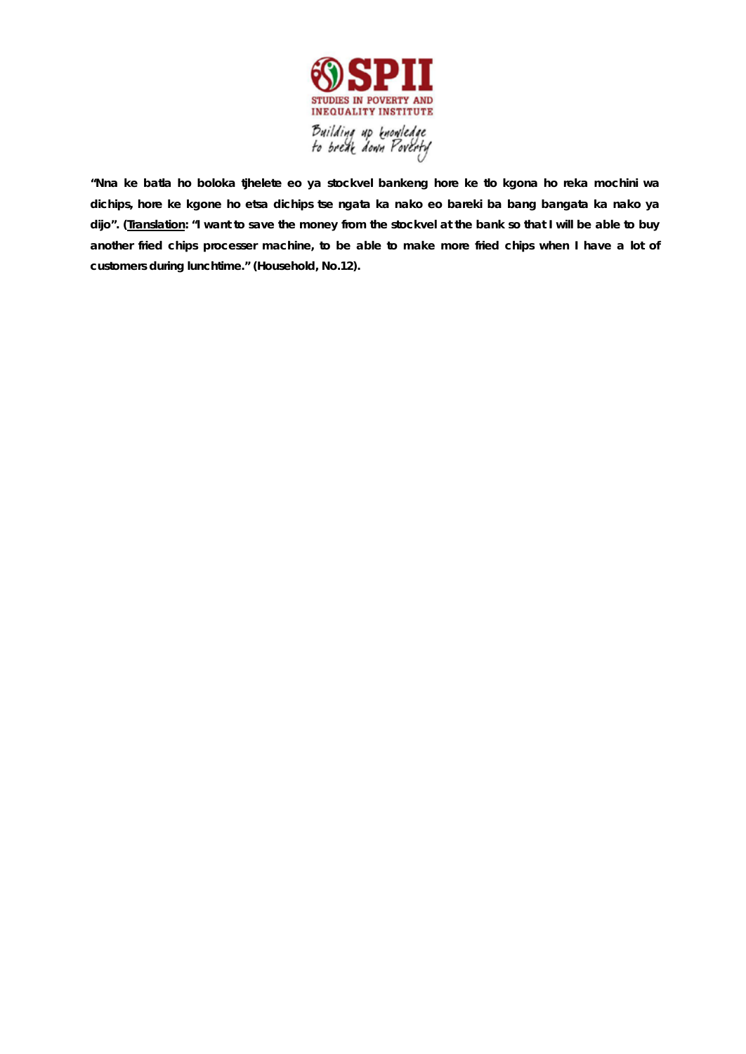**"Nna ke batla ho boloka tjhelete eo ya stockvel bankeng hore ke tlo kgona ho reka mochini wa dichips, hore ke kgone ho etsa dichips tse ngata ka nako eo bareki ba bang bangata ka nako ya dijo". (Translation: "I want to save the money from the stockvel at the bank so that I will be able to buy another fried chips processer machine, to be able to make more fried chips when I have a lot of customers during lunchtime." (Household, No.12).**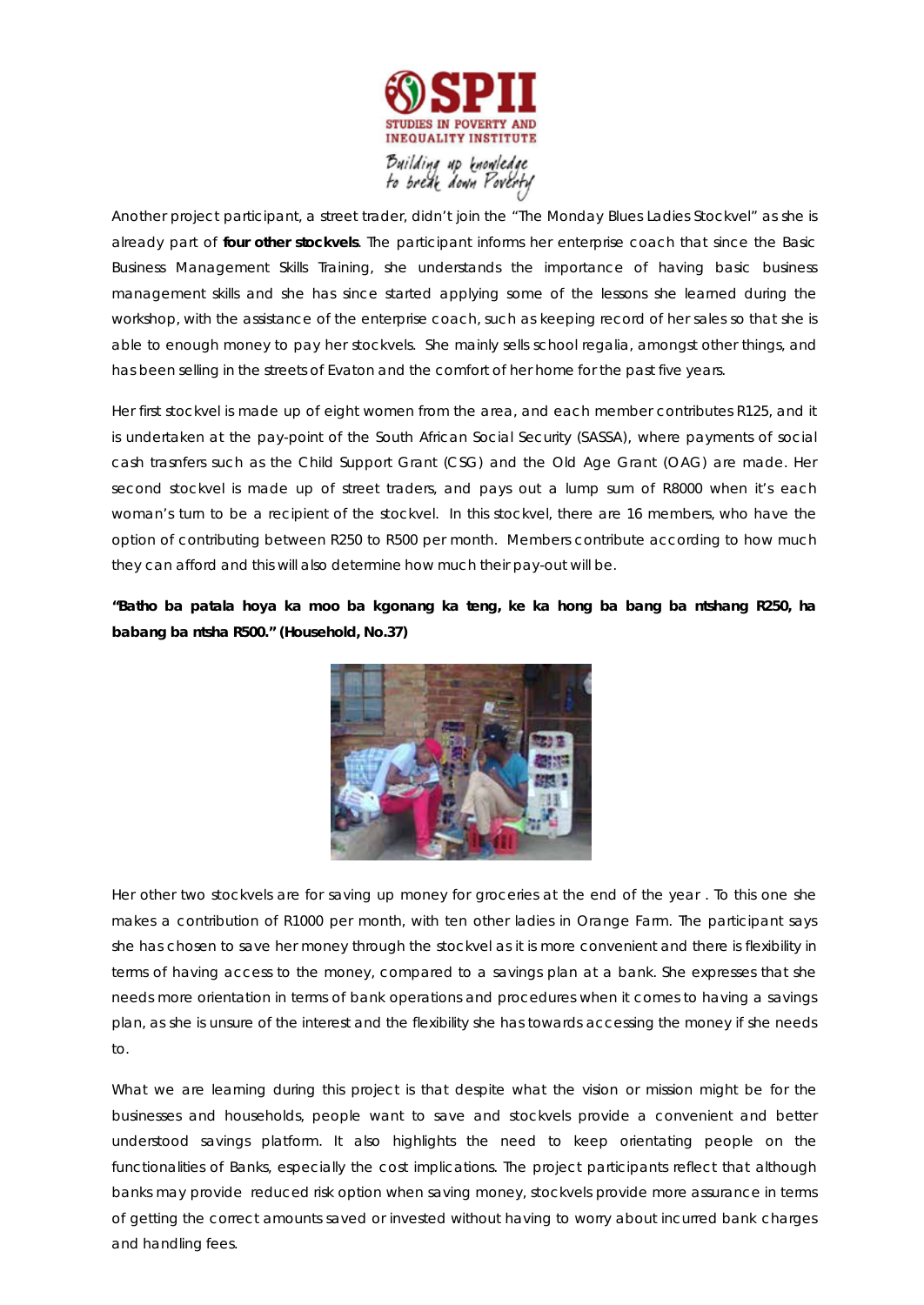Another project participant, a street trader, didn't join the "The Monday Blues Ladies Stockvel" as she is already part of **four other stockvels**. The participant informs her enterprise coach that since the Basic Business Management Skills Training, she understands the importance of having basic business management skills and she has since started applying some of the lessons she learned during the workshop, with the assistance of the enterprise coach, such as keeping record of her sales so that she is able to enough money to pay her stockvels. She mainly sells school regalia, amongst other things, and has been selling in the streets of Evaton and the comfort of her home for the past five years.

Her first stockvel is made up of eight women from the area, and each member contributes R125, and it is undertaken at the pay-point of the South African Social Security (SASSA), where payments of social cash trasnfers such as the Child Support Grant (CSG) and the Old Age Grant (OAG) are made. Her second stockvel is made up of street traders, and pays out a lump sum of R8000 when it's each woman's turn to be a recipient of the stockvel. In this stockvel, there are 16 members, who have the option of contributing between R250 to R500 per month. Members contribute according to how much they can afford and this will also determine how much their pay-out will be.

**"Batho ba patala hoya ka moo ba kgonang ka teng, ke ka hong ba bang ba ntshang R250, ha babang ba ntsha R500." (Household, No.37)**

Her other two stockvels are for saving up money for groceries at the end of the year . To this one she makes a contribution of R1000 per month, with ten other ladies in Orange Farm. The participant says she has chosen to save her money through the stockvel as it is more convenient and there is flexibility in terms of having access to the money, compared to a savings plan at a bank. She expresses that she needs more orientation in terms of bank operations and procedures when it comes to having a savings plan, as she is unsure of the interest and the flexibility she has towards accessing the money if she needs to.

What we are learning during this project is that despite what the vision or mission might be for the businesses and households, people want to save and stockvels provide a convenient and better understood savings platform. It also highlights the need to keep orientating people on the functionalities of Banks, especially the cost implications. The project participants reflect that although banks may provide reduced risk option when saving money, stockvels provide more assurance in terms of getting the correct amounts saved or invested without having to worry about incurred bank charges and handling fees.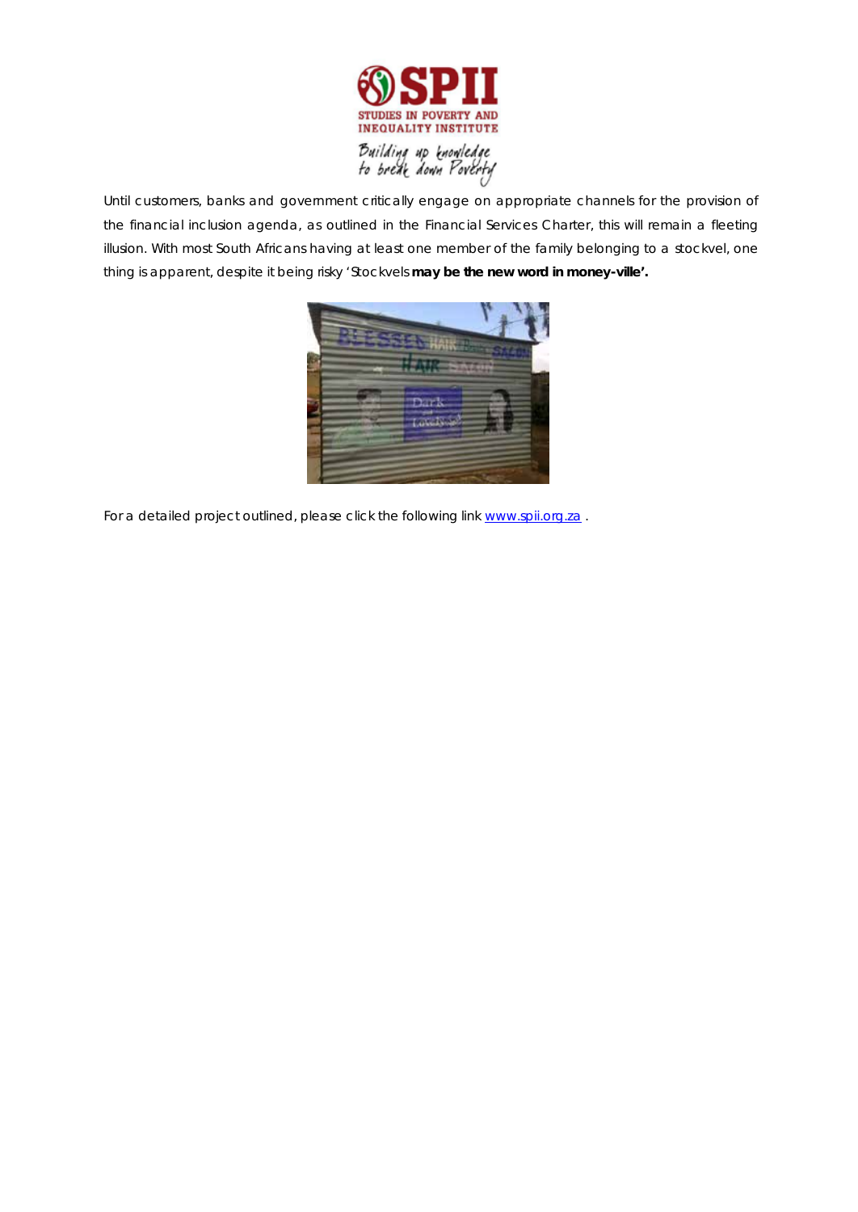Until customers, banks and government critically engage on appropriate channels for the provision of the financial inclusion agenda, as outlined in the Financial Services Charter, this will remain a fleeting illusion. With most South Africans having at least one member of the family belonging to a stockvel, one thing is apparent, despite it being risky 'Stockvels **may be the new word in money-ville'.**

For a detailed project outlined, please click the following link [www.spii.org.za](http://www.spii.org.za) .